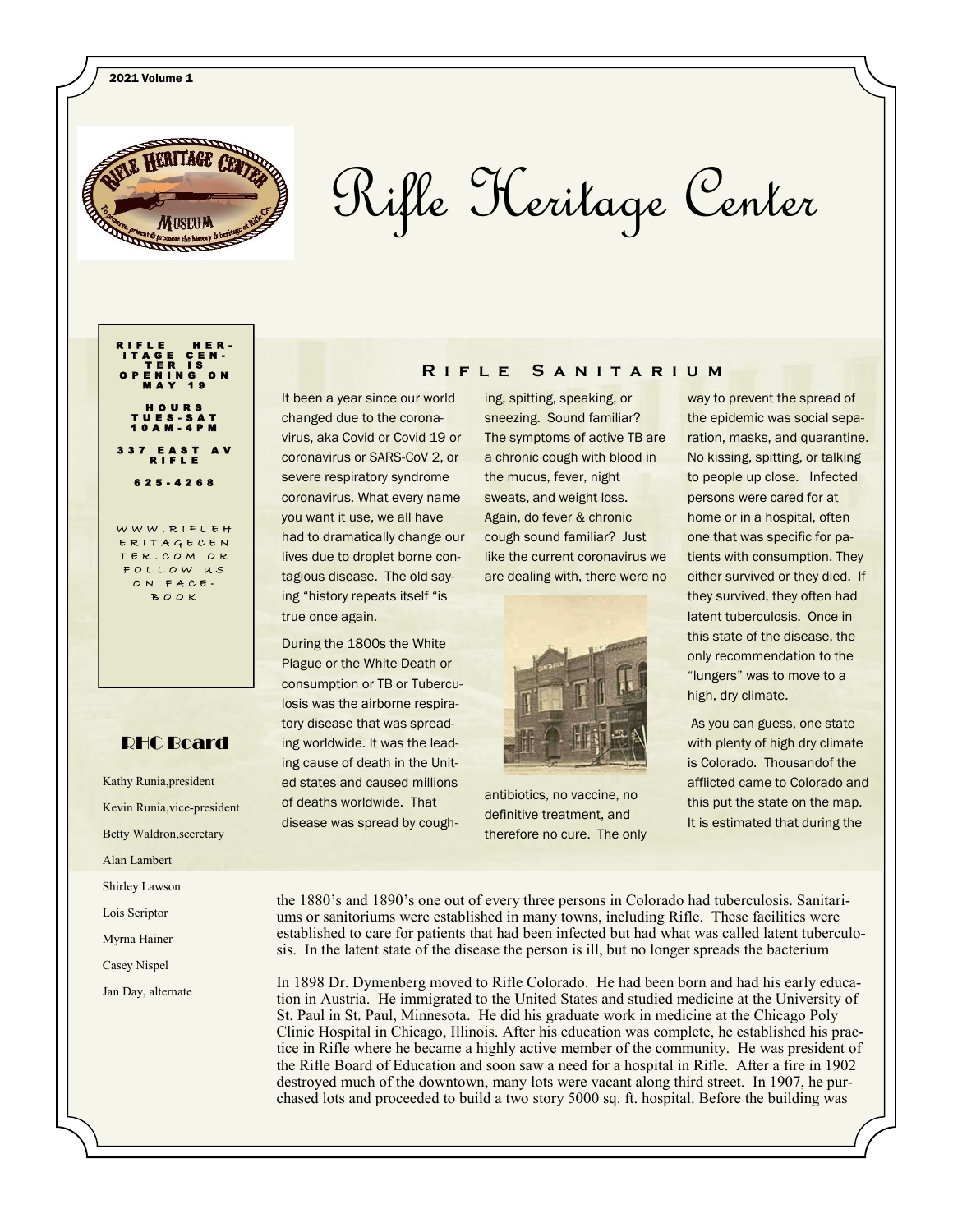# Rifle Heritage Center

**RIFLE HERITAGE CENTER IS OPENING ON MAY 19**

**HOURS TUES-SAT 10AM-4PM**

**337 EAST AV RIFLE**

**625-4268**

WWW.RIFLEHERITAGECENTER.COM OR FOLLOW US ON FACEBOOK

## RHC Board

Kathy Runia,president

Kevin Runia,vice-president

Betty Waldron,secretary

Alan Lambert

Shirley Lawson

Lois Scriptor

Myrna Hainer

Casey Nispel

Jan Day, alternate

## Rifle Sanitarium

It been a year since our world changed due to the coronavirus, aka Covid or Covid 19 or coronavirus or SARS-CoV 2, or severe respiratory syndrome coronavirus. What every name you want it use, we all have had to dramatically change our lives due to droplet borne contagious disease. The old saying "history repeats itself "is true once again.

During the 1800s the White Plague or the White Death or consumption or TB or Tuberculosis was the airborne respiratory disease that was spreading worldwide. It was the leading cause of death in the United states and caused millions of deaths worldwide. That disease was spread by coughing, spitting, speaking, or sneezing. Sound familiar? The symptoms of active TB are a chronic cough with blood in the mucus, fever, night sweats, and weight loss. Again, do fever & chronic cough sound familiar? Just like the current coronavirus we are dealing with, there were no antibiotics, no vaccine, no definitive treatment, and therefore no cure. The only way to prevent the spread of the epidemic was social separation, masks, and quarantine. No kissing, spitting, or talking to people up close. Infected persons were cared for at home or in a hospital, often one that was specific for patients with consumption. They either survived or they died. If they survived, they often had latent tuberculosis. Once in this state of the disease, the only recommendation to the "lungers" was to move to a high, dry climate.

As you can guess, one state with plenty of high dry climate is Colorado. Thousandof the afflicted came to Colorado and this put the state on the map. It is estimated that during the the 1880's and 1890's one out of every three persons in Colorado had tuberculosis. Sanitariums or sanitoriums were established in many towns, including Rifle. These facilities were established to care for patients that had been infected but had what was called latent tuberculosis. In the latent state of the disease the person is ill, but no longer spreads the bacterium

In 1898 Dr. Dymenberg moved to Rifle Colorado. He had been born and had his early education in Austria. He immigrated to the United States and studied medicine at the University of St. Paul in St. Paul, Minnesota. He did his graduate work in medicine at the Chicago Poly Clinic Hospital in Chicago, Illinois. After his education was complete, he established his practice in Rifle where he became a highly active member of the community. He was president of the Rifle Board of Education and soon saw a need for a hospital in Rifle. After a fire in 1902 destroyed much of the downtown, many lots were vacant along third street. In 1907, he purchased lots and proceeded to build a two story 5000 sq. ft. hospital. Before the building was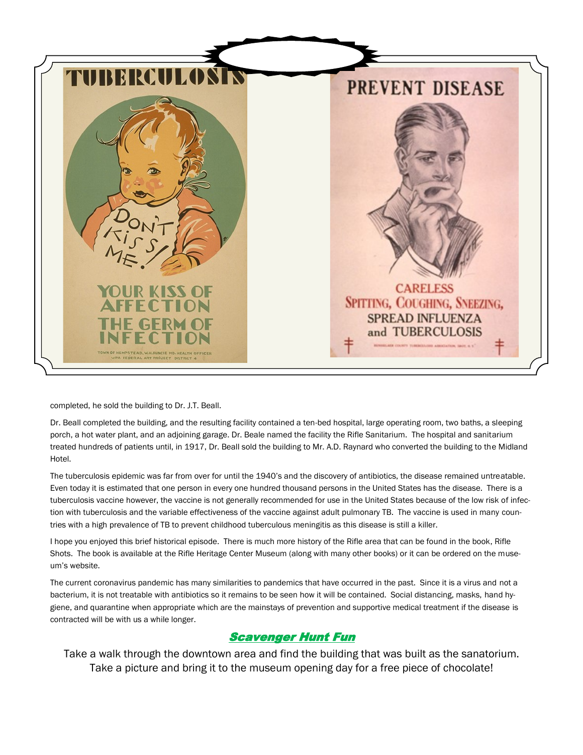completed, he sold the building to Dr. J.T. Beall.

Dr. Beall completed the building, and the resulting facility contained a ten-bed hospital, large operating room, two baths, a sleeping porch, a hot water plant, and an adjoining garage. Dr. Beale named the facility the Rifle Sanitarium. The hospital and sanitarium treated hundreds of patients until, in 1917, Dr. Beall sold the building to Mr. A.D. Raynard who converted the building to the Midland Hotel.

The tuberculosis epidemic was far from over for until the 1940's and the discovery of antibiotics, the disease remained untreatable. Even today it is estimated that one person in every one hundred thousand persons in the United States has the disease. There is a tuberculosis vaccine however, the vaccine is not generally recommended for use in the United States because of the low risk of infection with tuberculosis and the variable effectiveness of the vaccine against adult pulmonary TB. The vaccine is used in many countries with a high prevalence of TB to prevent childhood tuberculous meningitis as this disease is still a killer.

I hope you enjoyed this brief historical episode. There is much more history of the Rifle area that can be found in the book, Rifle Shots. The book is available at the Rifle Heritage Center Museum (along with many other books) or it can be ordered on the museum's website.

The current coronavirus pandemic has many similarities to pandemics that have occurred in the past. Since it is a virus and not a bacterium, it is not treatable with antibiotics so it remains to be seen how it will be contained. Social distancing, masks, hand hygiene, and quarantine when appropriate which are the mainstays of prevention and supportive medical treatment if the disease is contracted will be with us a while longer.

## ***Scavenger Hunt Fun***

Take a walk through the downtown area and find the building that was built as the sanatorium. Take a picture and bring it to the museum opening day for a free piece of chocolate!